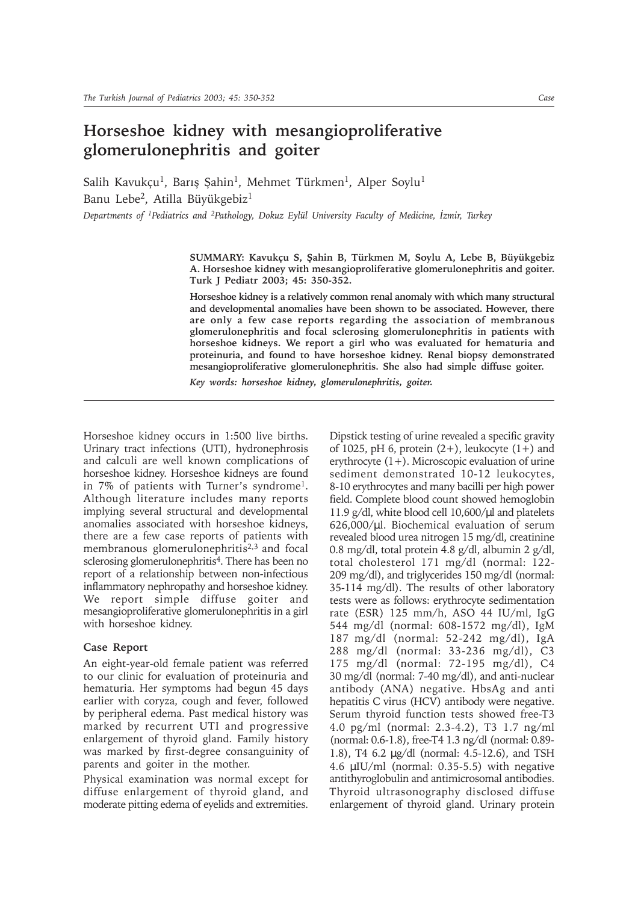# Horseshoe kidney with mesangioproliferative glomerulonephritis and goiter

Salih Kavukçu[1], Barış Şahin[1], Mehmet Türkmen[1], Alper Soylu[1]
Banu Lebe[2], Atilla Büyükgebiz[1]

*Departments of [1]Pediatrics and [2]Pathology, Dokuz Eylül University Faculty of Medicine, İzmir, Turkey*

**SUMMARY: Kavukçu S, Şahin B, Türkmen M, Soylu A, Lebe B, Büyükgebiz A. Horseshoe kidney with mesangioproliferative glomerulonephritis and goiter. Turk J Pediatr 2003; 45: 350-352.**

**Horseshoe kidney is a relatively common renal anomaly with which many structural and developmental anomalies have been shown to be associated. However, there are only a few case reports regarding the association of membranous glomerulonephritis and focal sclerosing glomerulonephritis in patients with horseshoe kidneys. We report a girl who was evaluated for hematuria and proteinuria, and found to have horseshoe kidney. Renal biopsy demonstrated mesangioproliferative glomerulonephritis. She also had simple diffuse goiter.**

***Key words: horseshoe kidney, glomerulonephritis, goiter.***

Horseshoe kidney occurs in 1:500 live births. Urinary tract infections (UTI), hydronephrosis and calculi are well known complications of horseshoe kidney. Horseshoe kidneys are found in 7% of patients with Turner's syndrome[1]. Although literature includes many reports implying several structural and developmental anomalies associated with horseshoe kidneys, there are a few case reports of patients with membranous glomerulonephritis[2,3] and focal sclerosing glomerulonephritis[4]. There has been no report of a relationship between non-infectious inflammatory nephropathy and horseshoe kidney. We report simple diffuse goiter and mesangioproliferative glomerulonephritis in a girl with horseshoe kidney.

## Case Report

An eight-year-old female patient was referred to our clinic for evaluation of proteinuria and hematuria. Her symptoms had begun 45 days earlier with coryza, cough and fever, followed by peripheral edema. Past medical history was marked by recurrent UTI and progressive enlargement of thyroid gland. Family history was marked by first-degree consanguinity of parents and goiter in the mother.

Physical examination was normal except for diffuse enlargement of thyroid gland, and moderate pitting edema of eyelids and extremities. Dipstick testing of urine revealed a specific gravity of 1025, pH 6, protein (2+), leukocyte (1+) and erythrocyte (1+). Microscopic evaluation of urine sediment demonstrated 10-12 leukocytes, 8-10 erythrocytes and many bacilli per high power field. Complete blood count showed hemoglobin 11.9 g/dl, white blood cell 10,600/µl and platelets 626,000/µl. Biochemical evaluation of serum revealed blood urea nitrogen 15 mg/dl, creatinine 0.8 mg/dl, total protein 4.8 g/dl, albumin 2 g/dl, total cholesterol 171 mg/dl (normal: 122-209 mg/dl), and triglycerides 150 mg/dl (normal: 35-114 mg/dl). The results of other laboratory tests were as follows: erythrocyte sedimentation rate (ESR) 125 mm/h, ASO 44 IU/ml, IgG 544 mg/dl (normal: 608-1572 mg/dl), IgM 187 mg/dl (normal: 52-242 mg/dl), IgA 288 mg/dl (normal: 33-236 mg/dl), C3 175 mg/dl (normal: 72-195 mg/dl), C4 30 mg/dl (normal: 7-40 mg/dl), and anti-nuclear antibody (ANA) negative. HbsAg and anti hepatitis C virus (HCV) antibody were negative. Serum thyroid function tests showed free-T3 4.0 pg/ml (normal: 2.3-4.2), T3 1.7 ng/ml (normal: 0.6-1.8), free-T4 1.3 ng/dl (normal: 0.89-1.8), T4 6.2 µg/dl (normal: 4.5-12.6), and TSH 4.6 µIU/ml (normal: 0.35-5.5) with negative antithyroglobulin and antimicrosomal antibodies. Thyroid ultrasonography disclosed diffuse enlargement of thyroid gland. Urinary protein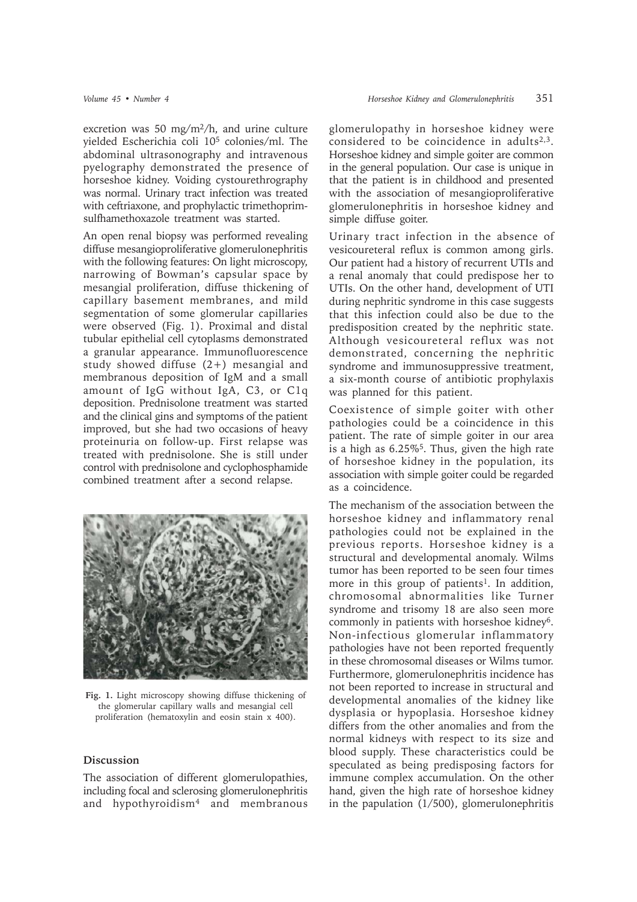excretion was 50 mg/m$^2$/h, and urine culture yielded Escherichia coli 10$^5$ colonies/ml. The abdominal ultrasonography and intravenous pyelography demonstrated the presence of horseshoe kidney. Voiding cystourethrography was normal. Urinary tract infection was treated with ceftriaxone, and prophylactic trimethoprim-sulfhamethoxazole treatment was started.

An open renal biopsy was performed revealing diffuse mesangioproliferative glomerulonephritis with the following features: On light microscopy, narrowing of Bowman's capsular space by mesangial proliferation, diffuse thickening of capillary basement membranes, and mild segmentation of some glomerular capillaries were observed (Fig. 1). Proximal and distal tubular epithelial cell cytoplasms demonstrated a granular appearance. Immunofluorescence study showed diffuse (2+) mesangial and membranous deposition of IgM and a small amount of IgG without IgA, C3, or C1q deposition. Prednisolone treatment was started and the clinical gins and symptoms of the patient improved, but she had two occasions of heavy proteinuria on follow-up. First relapse was treated with prednisolone. She is still under control with prednisolone and cyclophosphamide combined treatment after a second relapse.

**Fig. 1.** Light microscopy showing diffuse thickening of the glomerular capillary walls and mesangial cell proliferation (hematoxylin and eosin stain x 400).

## Discussion

The association of different glomerulopathies, including focal and sclerosing glomerulonephritis and hypothyroidism[4] and membranous glomerulopathy in horseshoe kidney were considered to be coincidence in adults[2,3]. Horseshoe kidney and simple goiter are common in the general population. Our case is unique in that the patient is in childhood and presented with the association of mesangioproliferative glomerulonephritis in horseshoe kidney and simple diffuse goiter.

Urinary tract infection in the absence of vesicoureteral reflux is common among girls. Our patient had a history of recurrent UTIs and a renal anomaly that could predispose her to UTIs. On the other hand, development of UTI during nephritic syndrome in this case suggests that this infection could also be due to the predisposition created by the nephritic state. Although vesicoureteral reflux was not demonstrated, concerning the nephritic syndrome and immunosuppressive treatment, a six-month course of antibiotic prophylaxis was planned for this patient.

Coexistence of simple goiter with other pathologies could be a coincidence in this patient. The rate of simple goiter in our area is a high as 6.25%[5]. Thus, given the high rate of horseshoe kidney in the population, its association with simple goiter could be regarded as a coincidence.

The mechanism of the association between the horseshoe kidney and inflammatory renal pathologies could not be explained in the previous reports. Horseshoe kidney is a structural and developmental anomaly. Wilms tumor has been reported to be seen four times more in this group of patients[1]. In addition, chromosomal abnormalities like Turner syndrome and trisomy 18 are also seen more commonly in patients with horseshoe kidney[6]. Non-infectious glomerular inflammatory pathologies have not been reported frequently in these chromosomal diseases or Wilms tumor. Furthermore, glomerulonephritis incidence has not been reported to increase in structural and developmental anomalies of the kidney like dysplasia or hypoplasia. Horseshoe kidney differs from the other anomalies and from the normal kidneys with respect to its size and blood supply. These characteristics could be speculated as being predisposing factors for immune complex accumulation. On the other hand, given the high rate of horseshoe kidney in the papulation (1/500), glomerulonephritis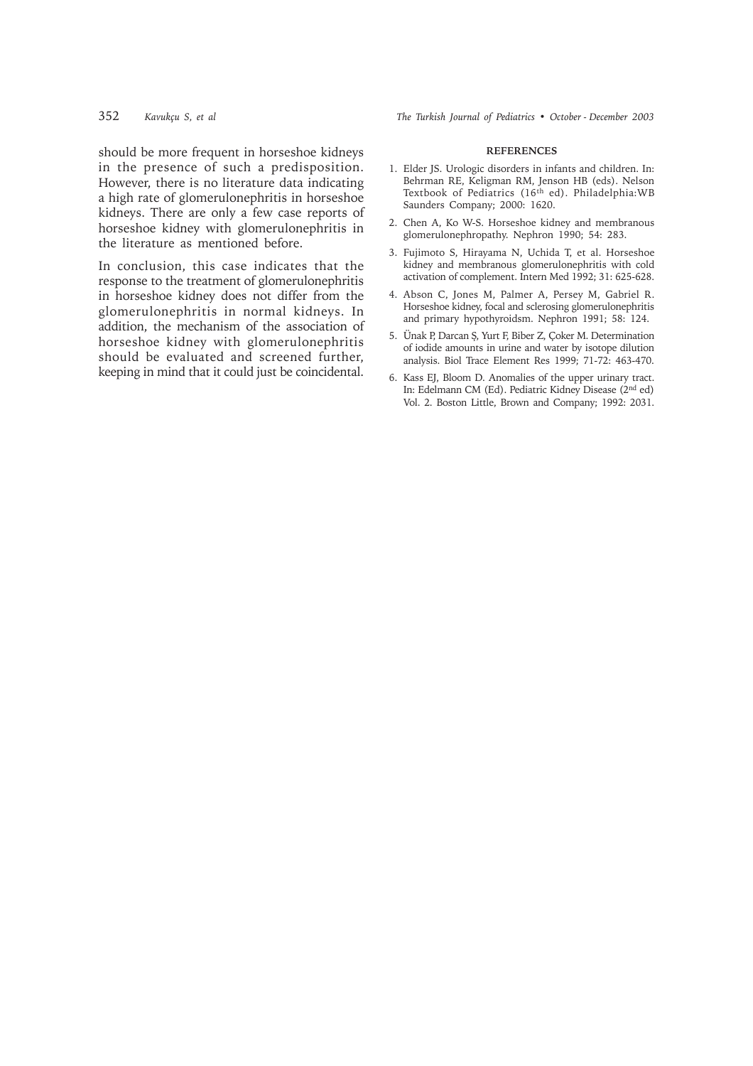should be more frequent in horseshoe kidneys in the presence of such a predisposition. However, there is no literature data indicating a high rate of glomerulonephritis in horseshoe kidneys. There are only a few case reports of horseshoe kidney with glomerulonephritis in the literature as mentioned before.

In conclusion, this case indicates that the response to the treatment of glomerulonephritis in horseshoe kidney does not differ from the glomerulonephritis in normal kidneys. In addition, the mechanism of the association of horseshoe kidney with glomerulonephritis should be evaluated and screened further, keeping in mind that it could just be coincidental.

## REFERENCES

1. Elder JS. Urologic disorders in infants and children. In: Behrman RE, Keligman RM, Jenson HB (eds). Nelson Textbook of Pediatrics (16th ed). Philadelphia:WB Saunders Company; 2000: 1620.
2. Chen A, Ko W-S. Horseshoe kidney and membranous glomerulonephropathy. Nephron 1990; 54: 283.
3. Fujimoto S, Hirayama N, Uchida T, et al. Horseshoe kidney and membranous glomerulonephritis with cold activation of complement. Intern Med 1992; 31: 625-628.
4. Abson C, Jones M, Palmer A, Persey M, Gabriel R. Horseshoe kidney, focal and sclerosing glomerulonephritis and primary hypothyroidsm. Nephron 1991; 58: 124.
5. Ünak P, Darcan Ş, Yurt F, Biber Z, Çoker M. Determination of iodide amounts in urine and water by isotope dilution analysis. Biol Trace Element Res 1999; 71-72: 463-470.
6. Kass EJ, Bloom D. Anomalies of the upper urinary tract. In: Edelmann CM (Ed). Pediatric Kidney Disease (2nd ed) Vol. 2. Boston Little, Brown and Company; 1992: 2031.